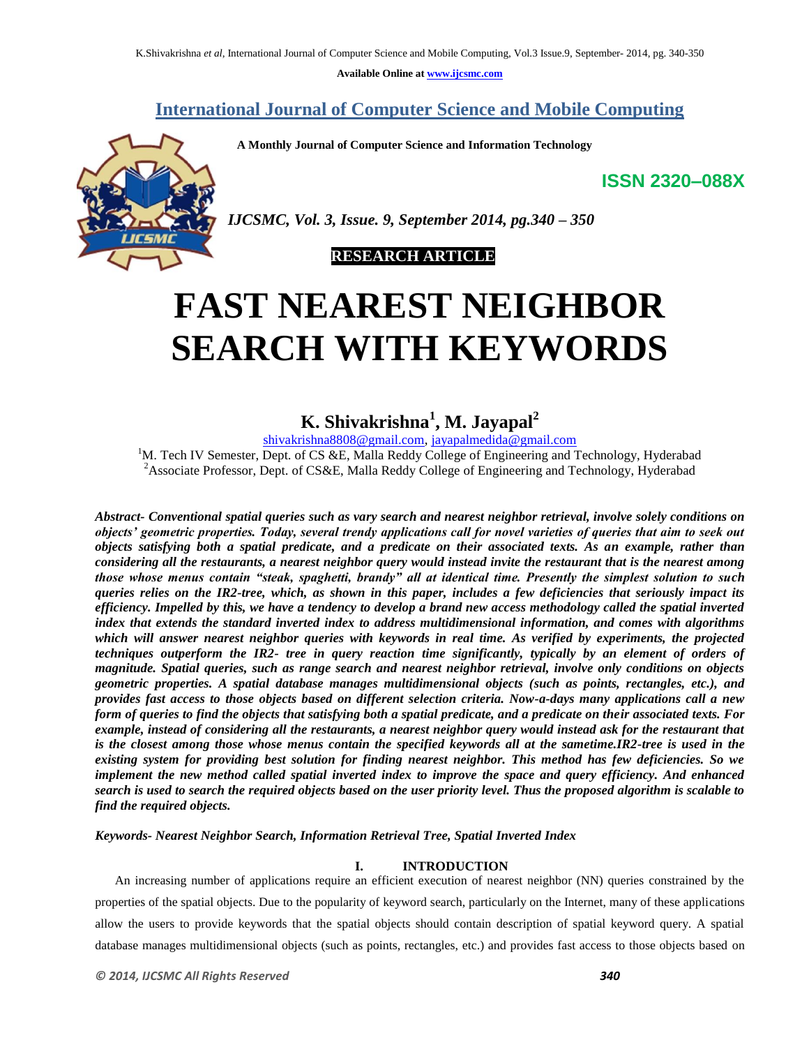Available Online at www.ijcsmc.com

# International Journal of Computer Science and Mobile Computing

**A Monthly Journal of Computer Science and Information Technology**

**ISSN 2320–088X**

*IJCSMC, Vol. 3, Issue. 9, September 2014, pg.340 – 350*

**RESEARCH ARTICLE**

# FAST NEAREST NEIGHBOR SEARCH WITH KEYWORDS

## K. Shivakrishna[1], M. Jayapal[2]

shivakrishna8808@gmail.com, jayapalmedida@gmail.com

[1]M. Tech IV Semester, Dept. of CS &E, Malla Reddy College of Engineering and Technology, Hyderabad
[2]Associate Professor, Dept. of CS&E, Malla Reddy College of Engineering and Technology, Hyderabad

***Abstract- Conventional spatial queries such as vary search and nearest neighbor retrieval, involve solely conditions on objects' geometric properties. Today, several trendy applications call for novel varieties of queries that aim to seek out objects satisfying both a spatial predicate, and a predicate on their associated texts. As an example, rather than considering all the restaurants, a nearest neighbor query would instead invite the restaurant that is the nearest among those whose menus contain "steak, spaghetti, brandy" all at identical time. Presently the simplest solution to such queries relies on the IR2-tree, which, as shown in this paper, includes a few deficiencies that seriously impact its efficiency. Impelled by this, we have a tendency to develop a brand new access methodology called the spatial inverted index that extends the standard inverted index to address multidimensional information, and comes with algorithms which will answer nearest neighbor queries with keywords in real time. As verified by experiments, the projected techniques outperform the IR2- tree in query reaction time significantly, typically by an element of orders of magnitude. Spatial queries, such as range search and nearest neighbor retrieval, involve only conditions on objects geometric properties. A spatial database manages multidimensional objects (such as points, rectangles, etc.), and provides fast access to those objects based on different selection criteria. Now-a-days many applications call a new form of queries to find the objects that satisfying both a spatial predicate, and a predicate on their associated texts. For example, instead of considering all the restaurants, a nearest neighbor query would instead ask for the restaurant that is the closest among those whose menus contain the specified keywords all at the sametime.IR2-tree is used in the existing system for providing best solution for finding nearest neighbor. This method has few deficiencies. So we implement the new method called spatial inverted index to improve the space and query efficiency. And enhanced search is used to search the required objects based on the user priority level. Thus the proposed algorithm is scalable to find the required objects.***

***Keywords- Nearest Neighbor Search, Information Retrieval Tree, Spatial Inverted Index***

## I. INTRODUCTION

An increasing number of applications require an efficient execution of nearest neighbor (NN) queries constrained by the properties of the spatial objects. Due to the popularity of keyword search, particularly on the Internet, many of these applications allow the users to provide keywords that the spatial objects should contain description of spatial keyword query. A spatial database manages multidimensional objects (such as points, rectangles, etc.) and provides fast access to those objects based on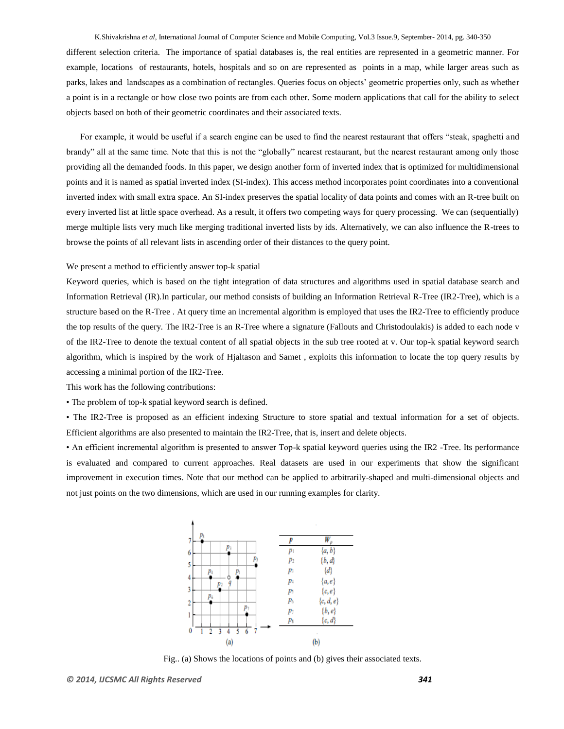different selection criteria. The importance of spatial databases is, the real entities are represented in a geometric manner. For example, locations of restaurants, hotels, hospitals and so on are represented as points in a map, while larger areas such as parks, lakes and landscapes as a combination of rectangles. Queries focus on objects' geometric properties only, such as whether a point is in a rectangle or how close two points are from each other. Some modern applications that call for the ability to select objects based on both of their geometric coordinates and their associated texts.

For example, it would be useful if a search engine can be used to find the nearest restaurant that offers "steak, spaghetti and brandy" all at the same time. Note that this is not the "globally" nearest restaurant, but the nearest restaurant among only those providing all the demanded foods. In this paper, we design another form of inverted index that is optimized for multidimensional points and it is named as spatial inverted index (SI-index). This access method incorporates point coordinates into a conventional inverted index with small extra space. An SI-index preserves the spatial locality of data points and comes with an R-tree built on every inverted list at little space overhead. As a result, it offers two competing ways for query processing. We can (sequentially) merge multiple lists very much like merging traditional inverted lists by ids. Alternatively, we can also influence the R-trees to browse the points of all relevant lists in ascending order of their distances to the query point.

We present a method to efficiently answer top-k spatial

Keyword queries, which is based on the tight integration of data structures and algorithms used in spatial database search and Information Retrieval (IR).In particular, our method consists of building an Information Retrieval R-Tree (IR2-Tree), which is a structure based on the R-Tree . At query time an incremental algorithm is employed that uses the IR2-Tree to efficiently produce the top results of the query. The IR2-Tree is an R-Tree where a signature (Fallouts and Christodoulakis) is added to each node v of the IR2-Tree to denote the textual content of all spatial objects in the sub tree rooted at v. Our top-k spatial keyword search algorithm, which is inspired by the work of Hjaltason and Samet , exploits this information to locate the top query results by accessing a minimal portion of the IR2-Tree.

This work has the following contributions:

- The problem of top-k spatial keyword search is defined.
- The IR2-Tree is proposed as an efficient indexing Structure to store spatial and textual information for a set of objects. Efficient algorithms are also presented to maintain the IR2-Tree, that is, insert and delete objects.
- An efficient incremental algorithm is presented to answer Top-k spatial keyword queries using the IR2 -Tree. Its performance is evaluated and compared to current approaches. Real datasets are used in our experiments that show the significant improvement in execution times. Note that our method can be applied to arbitrarily-shaped and multi-dimensional objects and not just points on the two dimensions, which are used in our running examples for clarity.

| $p$ | $W_p$ |
|---|---|
| $p_1$ | $\{a, b\}$ |
| $p_2$ | $\{b, d\}$ |
| $p_3$ | $\{d\}$ |
| $p_4$ | $\{a, e\}$ |
| $p_5$ | $\{c, e\}$ |
| $p_6$ | $\{c, d, e\}$ |
| $p_7$ | $\{b, e\}$ |
| $p_8$ | $\{c, d\}$ |

Fig.. (a) Shows the locations of points and (b) gives their associated texts.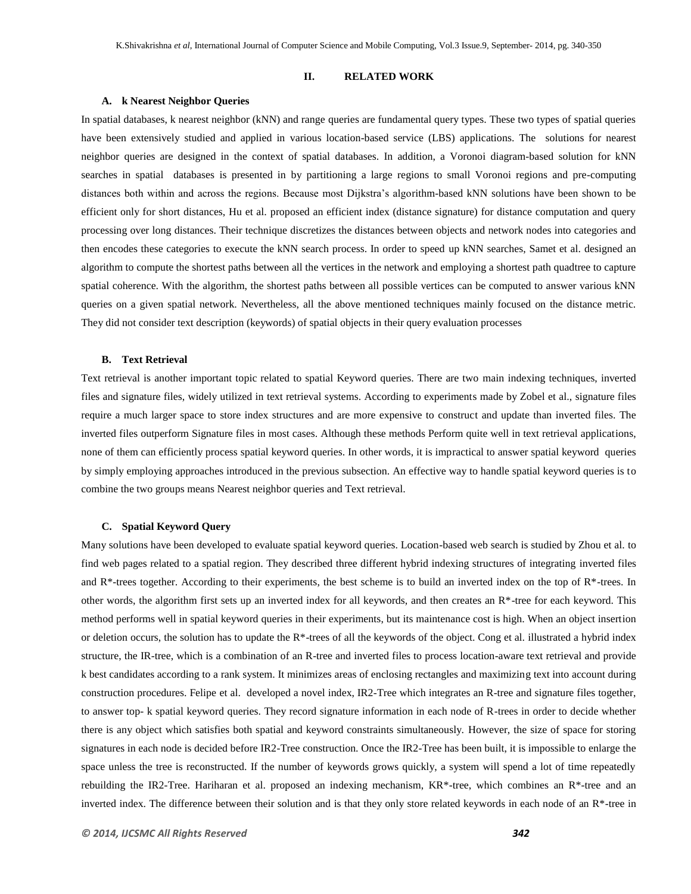## II. RELATED WORK

### A. k Nearest Neighbor Queries

In spatial databases, k nearest neighbor (kNN) and range queries are fundamental query types. These two types of spatial queries have been extensively studied and applied in various location-based service (LBS) applications. The solutions for nearest neighbor queries are designed in the context of spatial databases. In addition, a Voronoi diagram-based solution for kNN searches in spatial databases is presented in by partitioning a large regions to small Voronoi regions and pre-computing distances both within and across the regions. Because most Dijkstra's algorithm-based kNN solutions have been shown to be efficient only for short distances, Hu et al. proposed an efficient index (distance signature) for distance computation and query processing over long distances. Their technique discretizes the distances between objects and network nodes into categories and then encodes these categories to execute the kNN search process. In order to speed up kNN searches, Samet et al. designed an algorithm to compute the shortest paths between all the vertices in the network and employing a shortest path quadtree to capture spatial coherence. With the algorithm, the shortest paths between all possible vertices can be computed to answer various kNN queries on a given spatial network. Nevertheless, all the above mentioned techniques mainly focused on the distance metric. They did not consider text description (keywords) of spatial objects in their query evaluation processes

### B. Text Retrieval

Text retrieval is another important topic related to spatial Keyword queries. There are two main indexing techniques, inverted files and signature files, widely utilized in text retrieval systems. According to experiments made by Zobel et al., signature files require a much larger space to store index structures and are more expensive to construct and update than inverted files. The inverted files outperform Signature files in most cases. Although these methods Perform quite well in text retrieval applications, none of them can efficiently process spatial keyword queries. In other words, it is impractical to answer spatial keyword queries by simply employing approaches introduced in the previous subsection. An effective way to handle spatial keyword queries is to combine the two groups means Nearest neighbor queries and Text retrieval.

### C. Spatial Keyword Query

Many solutions have been developed to evaluate spatial keyword queries. Location-based web search is studied by Zhou et al. to find web pages related to a spatial region. They described three different hybrid indexing structures of integrating inverted files and R*-trees together. According to their experiments, the best scheme is to build an inverted index on the top of R*-trees. In other words, the algorithm first sets up an inverted index for all keywords, and then creates an R*-tree for each keyword. This method performs well in spatial keyword queries in their experiments, but its maintenance cost is high. When an object insertion or deletion occurs, the solution has to update the R*-trees of all the keywords of the object. Cong et al. illustrated a hybrid index structure, the IR-tree, which is a combination of an R-tree and inverted files to process location-aware text retrieval and provide k best candidates according to a rank system. It minimizes areas of enclosing rectangles and maximizing text into account during construction procedures. Felipe et al. developed a novel index, IR2-Tree which integrates an R-tree and signature files together, to answer top- k spatial keyword queries. They record signature information in each node of R-trees in order to decide whether there is any object which satisfies both spatial and keyword constraints simultaneously. However, the size of space for storing signatures in each node is decided before IR2-Tree construction. Once the IR2-Tree has been built, it is impossible to enlarge the space unless the tree is reconstructed. If the number of keywords grows quickly, a system will spend a lot of time repeatedly rebuilding the IR2-Tree. Hariharan et al. proposed an indexing mechanism, KR*-tree, which combines an R*-tree and an inverted index. The difference between their solution and is that they only store related keywords in each node of an R*-tree in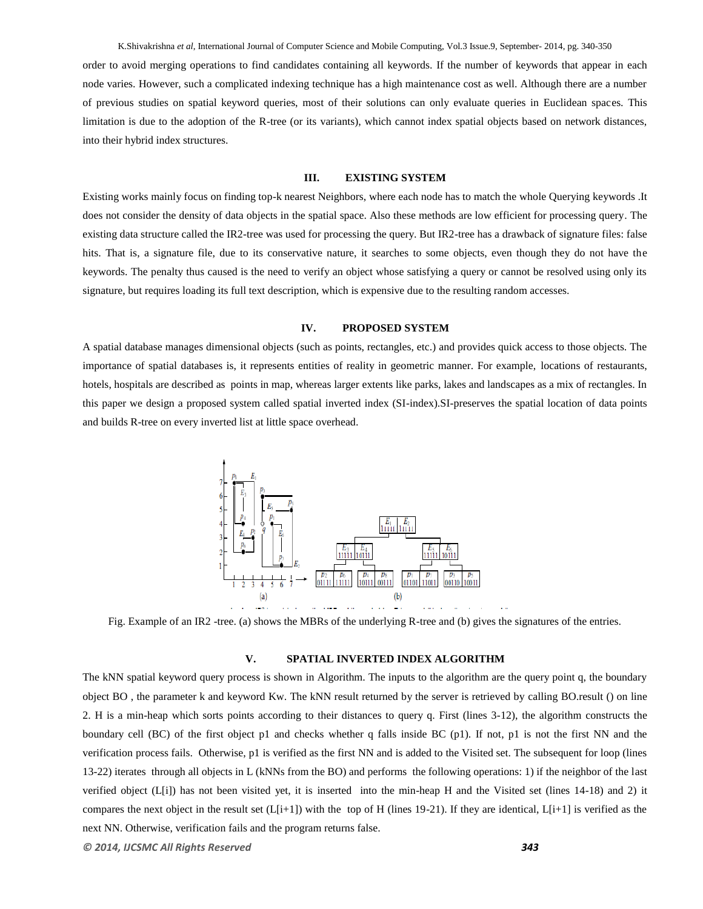order to avoid merging operations to find candidates containing all keywords. If the number of keywords that appear in each node varies. However, such a complicated indexing technique has a high maintenance cost as well. Although there are a number of previous studies on spatial keyword queries, most of their solutions can only evaluate queries in Euclidean spaces. This limitation is due to the adoption of the R-tree (or its variants), which cannot index spatial objects based on network distances, into their hybrid index structures.

## III. EXISTING SYSTEM

Existing works mainly focus on finding top-k nearest Neighbors, where each node has to match the whole Querying keywords .It does not consider the density of data objects in the spatial space. Also these methods are low efficient for processing query. The existing data structure called the IR2-tree was used for processing the query. But IR2-tree has a drawback of signature files: false hits. That is, a signature file, due to its conservative nature, it searches to some objects, even though they do not have the keywords. The penalty thus caused is the need to verify an object whose satisfying a query or cannot be resolved using only its signature, but requires loading its full text description, which is expensive due to the resulting random accesses.

## IV. PROPOSED SYSTEM

A spatial database manages dimensional objects (such as points, rectangles, etc.) and provides quick access to those objects. The importance of spatial databases is, it represents entities of reality in geometric manner. For example, locations of restaurants, hotels, hospitals are described as points in map, whereas larger extents like parks, lakes and landscapes as a mix of rectangles. In this paper we design a proposed system called spatial inverted index (SI-index).SI-preserves the spatial location of data points and builds R-tree on every inverted list at little space overhead.

Fig. Example of an IR2 -tree. (a) shows the MBRs of the underlying R-tree and (b) gives the signatures of the entries.

## V. SPATIAL INVERTED INDEX ALGORITHM

The kNN spatial keyword query process is shown in Algorithm. The inputs to the algorithm are the query point q, the boundary object BO , the parameter k and keyword Kw. The kNN result returned by the server is retrieved by calling BO.result () on line 2. H is a min-heap which sorts points according to their distances to query q. First (lines 3-12), the algorithm constructs the boundary cell (BC) of the first object p1 and checks whether q falls inside BC (p1). If not, p1 is not the first NN and the verification process fails. Otherwise, p1 is verified as the first NN and is added to the Visited set. The subsequent for loop (lines 13-22) iterates through all objects in L (kNNs from the BO) and performs the following operations: 1) if the neighbor of the last verified object (L[i]) has not been visited yet, it is inserted into the min-heap H and the Visited set (lines 14-18) and 2) it compares the next object in the result set (L[i+1]) with the top of H (lines 19-21). If they are identical, L[i+1] is verified as the next NN. Otherwise, verification fails and the program returns false.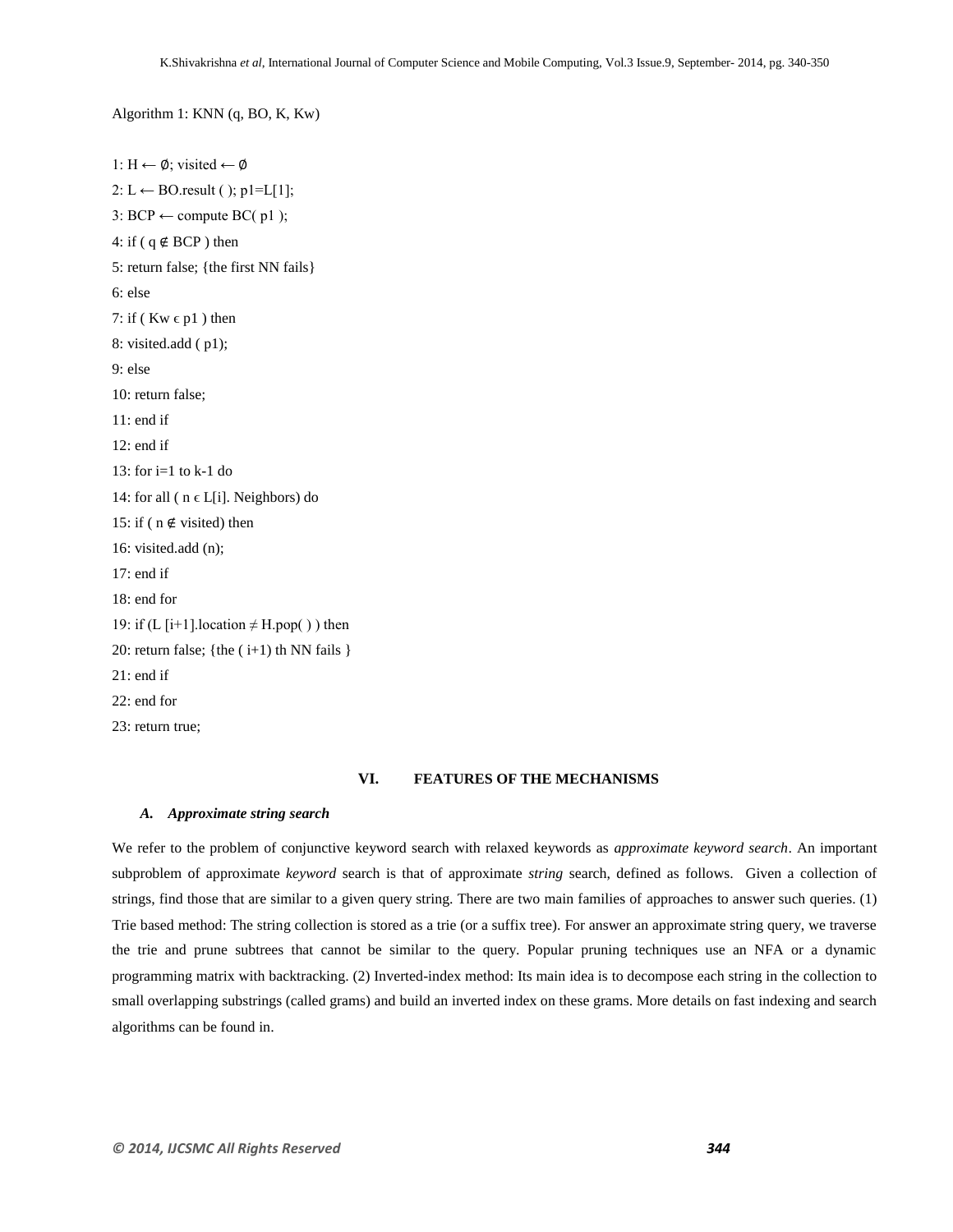Algorithm 1: KNN (q, BO, K, Kw)

```
1: H ← ∅; visited ← ∅
2: L ← BO.result ( ); p1=L[1];
3: BCP ← compute BC( p1 );
4: if ( q ∉ BCP ) then
5: return false; {the first NN fails}
6: else
7: if ( Kw ϵ p1 ) then
8: visited.add ( p1);
9: else
10: return false;
11: end if
12: end if
13: for i=1 to k-1 do
14: for all ( n ϵ L[i]. Neighbors) do
15: if ( n ∉ visited) then
16: visited.add (n);
17: end if
18: end for
19: if (L [i+1].location ≠ H.pop( ) ) then
20: return false; {the ( i+1) th NN fails }
21: end if
22: end for
23: return true;
```

## VI. FEATURES OF THE MECHANISMS

### *A. Approximate string search*

We refer to the problem of conjunctive keyword search with relaxed keywords as *approximate keyword search*. An important subproblem of approximate *keyword* search is that of approximate *string* search, defined as follows. Given a collection of strings, find those that are similar to a given query string. There are two main families of approaches to answer such queries. (1) Trie based method: The string collection is stored as a trie (or a suffix tree). For answer an approximate string query, we traverse the trie and prune subtrees that cannot be similar to the query. Popular pruning techniques use an NFA or a dynamic programming matrix with backtracking. (2) Inverted-index method: Its main idea is to decompose each string in the collection to small overlapping substrings (called grams) and build an inverted index on these grams. More details on fast indexing and search algorithms can be found in.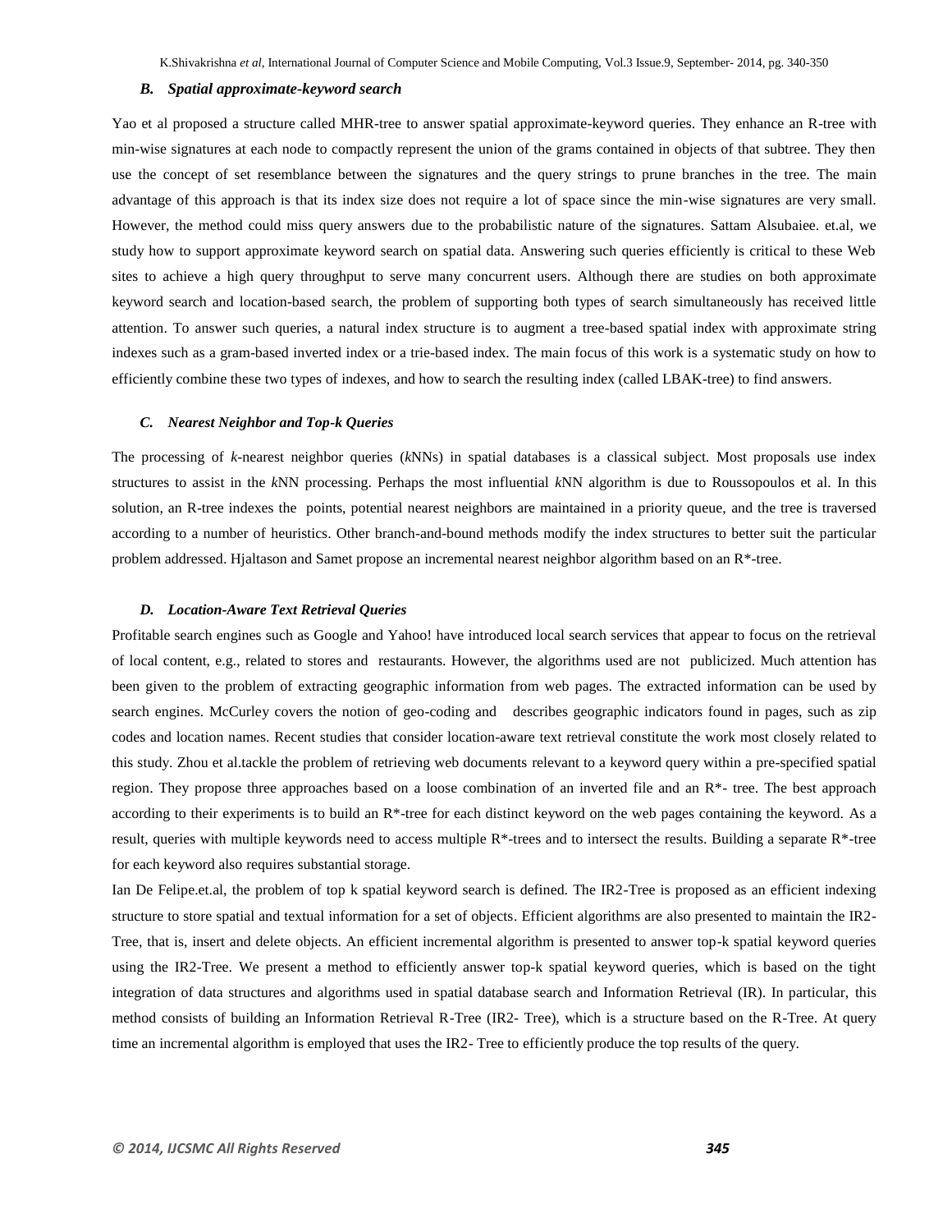### *B. Spatial approximate-keyword search*

Yao et al proposed a structure called MHR-tree to answer spatial approximate-keyword queries. They enhance an R-tree with min-wise signatures at each node to compactly represent the union of the grams contained in objects of that subtree. They then use the concept of set resemblance between the signatures and the query strings to prune branches in the tree. The main advantage of this approach is that its index size does not require a lot of space since the min-wise signatures are very small. However, the method could miss query answers due to the probabilistic nature of the signatures. Sattam Alsubaiee. et.al, we study how to support approximate keyword search on spatial data. Answering such queries efficiently is critical to these Web sites to achieve a high query throughput to serve many concurrent users. Although there are studies on both approximate keyword search and location-based search, the problem of supporting both types of search simultaneously has received little attention. To answer such queries, a natural index structure is to augment a tree-based spatial index with approximate string indexes such as a gram-based inverted index or a trie-based index. The main focus of this work is a systematic study on how to efficiently combine these two types of indexes, and how to search the resulting index (called LBAK-tree) to find answers.

### *C. Nearest Neighbor and Top-k Queries*

The processing of *k*-nearest neighbor queries (*k*NNs) in spatial databases is a classical subject. Most proposals use index structures to assist in the *k*NN processing. Perhaps the most influential *k*NN algorithm is due to Roussopoulos et al. In this solution, an R-tree indexes the points, potential nearest neighbors are maintained in a priority queue, and the tree is traversed according to a number of heuristics. Other branch-and-bound methods modify the index structures to better suit the particular problem addressed. Hjaltason and Samet propose an incremental nearest neighbor algorithm based on an R*-tree.

### *D. Location-Aware Text Retrieval Queries*

Profitable search engines such as Google and Yahoo! have introduced local search services that appear to focus on the retrieval of local content, e.g., related to stores and restaurants. However, the algorithms used are not publicized. Much attention has been given to the problem of extracting geographic information from web pages. The extracted information can be used by search engines. McCurley covers the notion of geo-coding and describes geographic indicators found in pages, such as zip codes and location names. Recent studies that consider location-aware text retrieval constitute the work most closely related to this study. Zhou et al.tackle the problem of retrieving web documents relevant to a keyword query within a pre-specified spatial region. They propose three approaches based on a loose combination of an inverted file and an R*- tree. The best approach according to their experiments is to build an R*-tree for each distinct keyword on the web pages containing the keyword. As a result, queries with multiple keywords need to access multiple R*-trees and to intersect the results. Building a separate R*-tree for each keyword also requires substantial storage.

Ian De Felipe.et.al, the problem of top k spatial keyword search is defined. The IR2-Tree is proposed as an efficient indexing structure to store spatial and textual information for a set of objects. Efficient algorithms are also presented to maintain the IR2-Tree, that is, insert and delete objects. An efficient incremental algorithm is presented to answer top-k spatial keyword queries using the IR2-Tree. We present a method to efficiently answer top-k spatial keyword queries, which is based on the tight integration of data structures and algorithms used in spatial database search and Information Retrieval (IR). In particular, this method consists of building an Information Retrieval R-Tree (IR2- Tree), which is a structure based on the R-Tree. At query time an incremental algorithm is employed that uses the IR2- Tree to efficiently produce the top results of the query.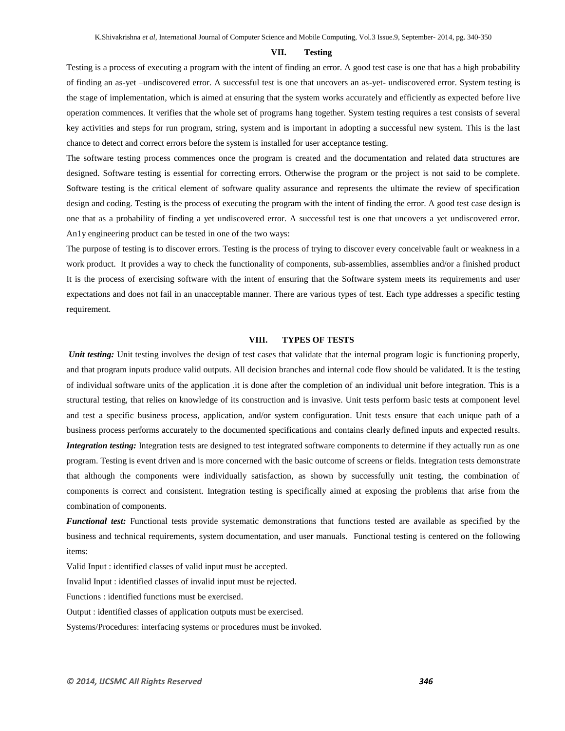## VII. Testing

Testing is a process of executing a program with the intent of finding an error. A good test case is one that has a high probability of finding an as-yet –undiscovered error. A successful test is one that uncovers an as-yet- undiscovered error. System testing is the stage of implementation, which is aimed at ensuring that the system works accurately and efficiently as expected before live operation commences. It verifies that the whole set of programs hang together. System testing requires a test consists of several key activities and steps for run program, string, system and is important in adopting a successful new system. This is the last chance to detect and correct errors before the system is installed for user acceptance testing.

The software testing process commences once the program is created and the documentation and related data structures are designed. Software testing is essential for correcting errors. Otherwise the program or the project is not said to be complete. Software testing is the critical element of software quality assurance and represents the ultimate the review of specification design and coding. Testing is the process of executing the program with the intent of finding the error. A good test case design is one that as a probability of finding a yet undiscovered error. A successful test is one that uncovers a yet undiscovered error. An1y engineering product can be tested in one of the two ways:

The purpose of testing is to discover errors. Testing is the process of trying to discover every conceivable fault or weakness in a work product. It provides a way to check the functionality of components, sub-assemblies, assemblies and/or a finished product It is the process of exercising software with the intent of ensuring that the Software system meets its requirements and user expectations and does not fail in an unacceptable manner. There are various types of test. Each type addresses a specific testing requirement.

## VIII. TYPES OF TESTS

***Unit testing:*** Unit testing involves the design of test cases that validate that the internal program logic is functioning properly, and that program inputs produce valid outputs. All decision branches and internal code flow should be validated. It is the testing of individual software units of the application .it is done after the completion of an individual unit before integration. This is a structural testing, that relies on knowledge of its construction and is invasive. Unit tests perform basic tests at component level and test a specific business process, application, and/or system configuration. Unit tests ensure that each unique path of a business process performs accurately to the documented specifications and contains clearly defined inputs and expected results.

***Integration testing:*** Integration tests are designed to test integrated software components to determine if they actually run as one program. Testing is event driven and is more concerned with the basic outcome of screens or fields. Integration tests demonstrate that although the components were individually satisfaction, as shown by successfully unit testing, the combination of components is correct and consistent. Integration testing is specifically aimed at exposing the problems that arise from the combination of components.

***Functional test:*** Functional tests provide systematic demonstrations that functions tested are available as specified by the business and technical requirements, system documentation, and user manuals. Functional testing is centered on the following items:

Valid Input : identified classes of valid input must be accepted.

Invalid Input : identified classes of invalid input must be rejected.

Functions : identified functions must be exercised.

Output : identified classes of application outputs must be exercised.

Systems/Procedures: interfacing systems or procedures must be invoked.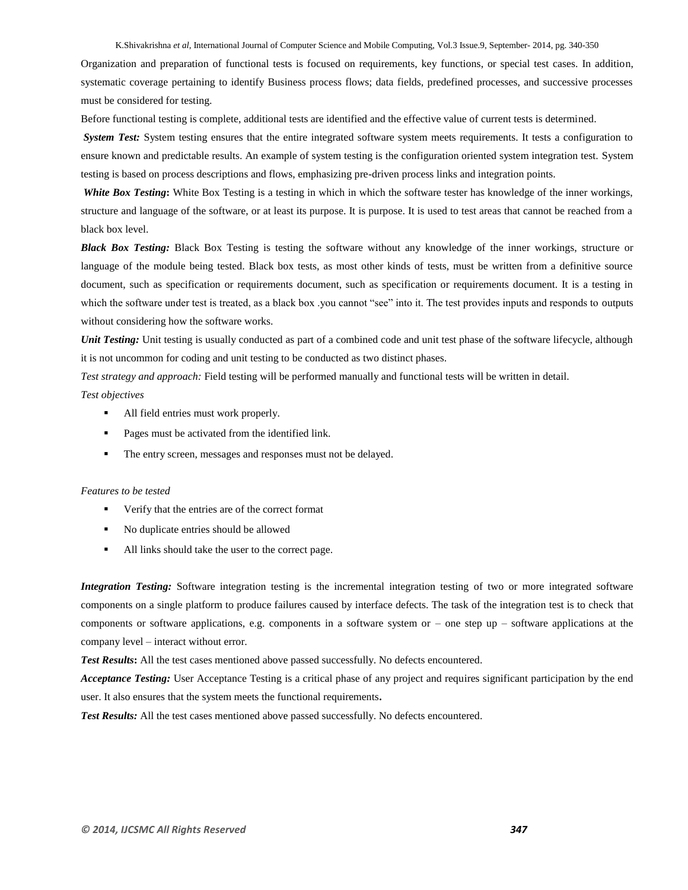Organization and preparation of functional tests is focused on requirements, key functions, or special test cases. In addition, systematic coverage pertaining to identify Business process flows; data fields, predefined processes, and successive processes must be considered for testing.

Before functional testing is complete, additional tests are identified and the effective value of current tests is determined.

***System Test:*** System testing ensures that the entire integrated software system meets requirements. It tests a configuration to ensure known and predictable results. An example of system testing is the configuration oriented system integration test. System testing is based on process descriptions and flows, emphasizing pre-driven process links and integration points.

***White Box Testing*:** White Box Testing is a testing in which in which the software tester has knowledge of the inner workings, structure and language of the software, or at least its purpose. It is purpose. It is used to test areas that cannot be reached from a black box level.

***Black Box Testing:*** Black Box Testing is testing the software without any knowledge of the inner workings, structure or language of the module being tested. Black box tests, as most other kinds of tests, must be written from a definitive source document, such as specification or requirements document, such as specification or requirements document. It is a testing in which the software under test is treated, as a black box .you cannot "see" into it. The test provides inputs and responds to outputs without considering how the software works.

***Unit Testing:*** Unit testing is usually conducted as part of a combined code and unit test phase of the software lifecycle, although it is not uncommon for coding and unit testing to be conducted as two distinct phases.

*Test strategy and approach:* Field testing will be performed manually and functional tests will be written in detail.

*Test objectives*

- All field entries must work properly.
- Pages must be activated from the identified link.
- The entry screen, messages and responses must not be delayed.

*Features to be tested*

- Verify that the entries are of the correct format
- No duplicate entries should be allowed
- All links should take the user to the correct page.

***Integration Testing:*** Software integration testing is the incremental integration testing of two or more integrated software components on a single platform to produce failures caused by interface defects. The task of the integration test is to check that components or software applications, e.g. components in a software system or – one step up – software applications at the company level – interact without error.

***Test Results*:** All the test cases mentioned above passed successfully. No defects encountered.

***Acceptance Testing:*** User Acceptance Testing is a critical phase of any project and requires significant participation by the end user. It also ensures that the system meets the functional requirements**.**

***Test Results:*** All the test cases mentioned above passed successfully. No defects encountered.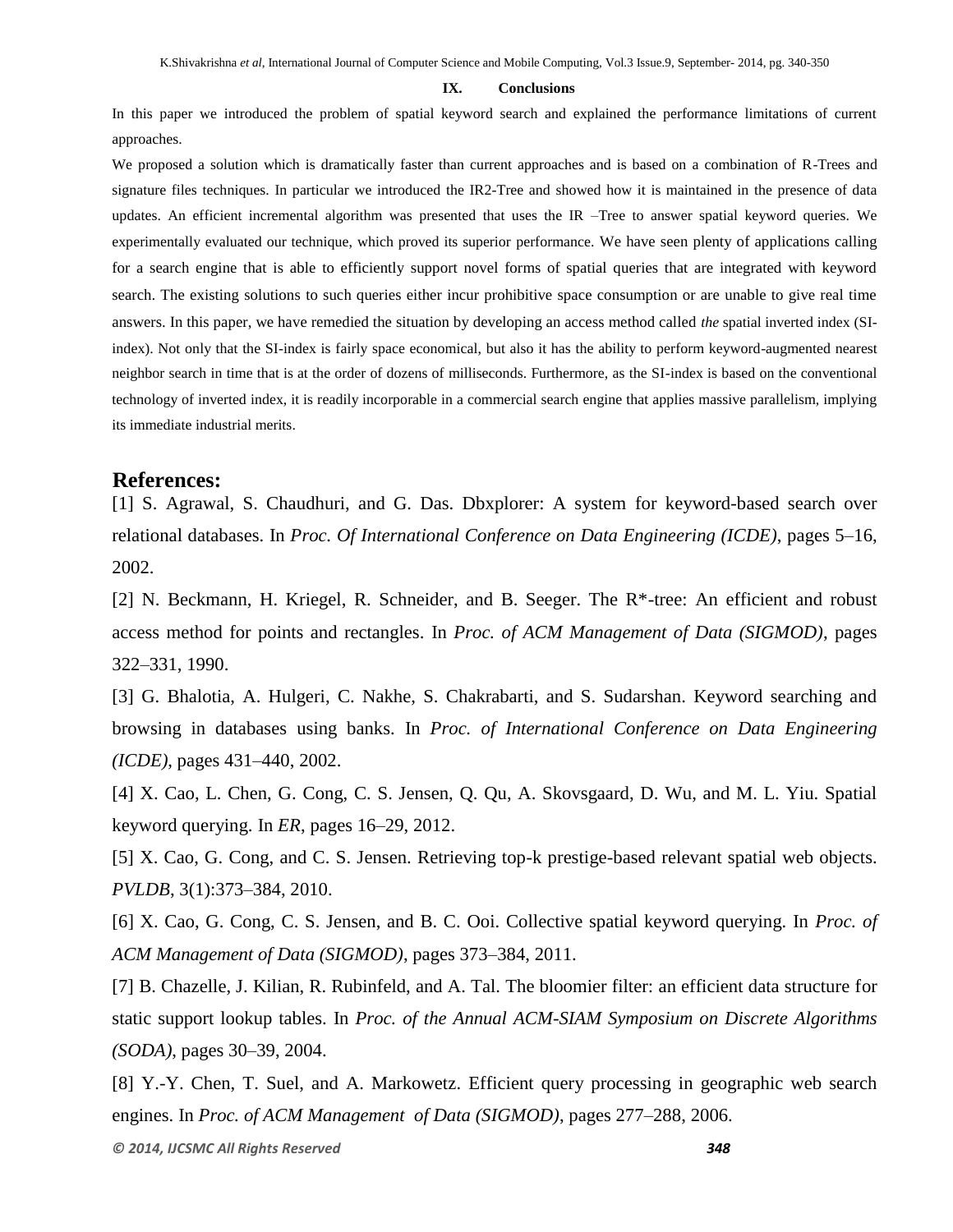## IX. Conclusions

In this paper we introduced the problem of spatial keyword search and explained the performance limitations of current approaches.

We proposed a solution which is dramatically faster than current approaches and is based on a combination of R-Trees and signature files techniques. In particular we introduced the IR2-Tree and showed how it is maintained in the presence of data updates. An efficient incremental algorithm was presented that uses the IR –Tree to answer spatial keyword queries. We experimentally evaluated our technique, which proved its superior performance. We have seen plenty of applications calling for a search engine that is able to efficiently support novel forms of spatial queries that are integrated with keyword search. The existing solutions to such queries either incur prohibitive space consumption or are unable to give real time answers. In this paper, we have remedied the situation by developing an access method called *the* spatial inverted index (SI-index). Not only that the SI-index is fairly space economical, but also it has the ability to perform keyword-augmented nearest neighbor search in time that is at the order of dozens of milliseconds. Furthermore, as the SI-index is based on the conventional technology of inverted index, it is readily incorporable in a commercial search engine that applies massive parallelism, implying its immediate industrial merits.

## References:

[1] S. Agrawal, S. Chaudhuri, and G. Das. Dbxplorer: A system for keyword-based search over relational databases. In *Proc. Of International Conference on Data Engineering (ICDE)*, pages 5–16, 2002.

[2] N. Beckmann, H. Kriegel, R. Schneider, and B. Seeger. The R*-tree: An efficient and robust access method for points and rectangles. In *Proc. of ACM Management of Data (SIGMOD)*, pages 322–331, 1990.

[3] G. Bhalotia, A. Hulgeri, C. Nakhe, S. Chakrabarti, and S. Sudarshan. Keyword searching and browsing in databases using banks. In *Proc. of International Conference on Data Engineering (ICDE)*, pages 431–440, 2002.

[4] X. Cao, L. Chen, G. Cong, C. S. Jensen, Q. Qu, A. Skovsgaard, D. Wu, and M. L. Yiu. Spatial keyword querying. In *ER*, pages 16–29, 2012.

[5] X. Cao, G. Cong, and C. S. Jensen. Retrieving top-k prestige-based relevant spatial web objects. *PVLDB*, 3(1):373–384, 2010.

[6] X. Cao, G. Cong, C. S. Jensen, and B. C. Ooi. Collective spatial keyword querying. In *Proc. of ACM Management of Data (SIGMOD)*, pages 373–384, 2011.

[7] B. Chazelle, J. Kilian, R. Rubinfeld, and A. Tal. The bloomier filter: an efficient data structure for static support lookup tables. In *Proc. of the Annual ACM-SIAM Symposium on Discrete Algorithms (SODA)*, pages 30–39, 2004.

[8] Y.-Y. Chen, T. Suel, and A. Markowetz. Efficient query processing in geographic web search engines. In *Proc. of ACM Management of Data (SIGMOD)*, pages 277–288, 2006.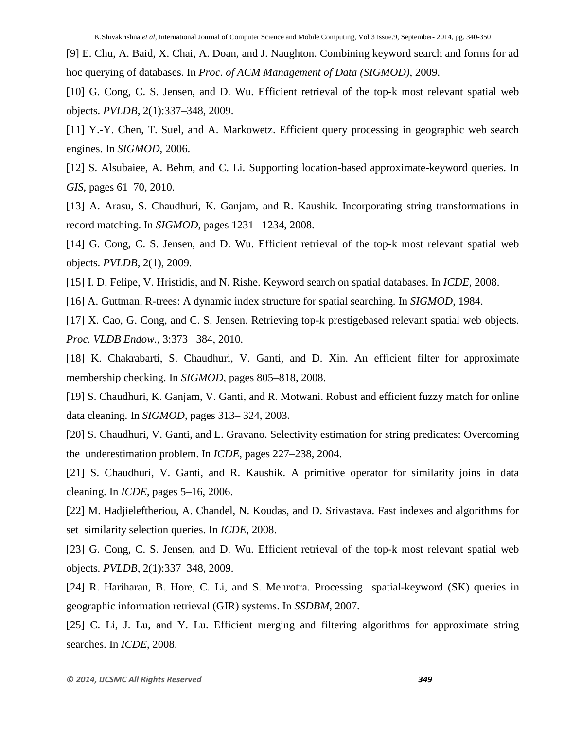[9] E. Chu, A. Baid, X. Chai, A. Doan, and J. Naughton. Combining keyword search and forms for ad hoc querying of databases. In *Proc. of ACM Management of Data (SIGMOD)*, 2009.

[10] G. Cong, C. S. Jensen, and D. Wu. Efficient retrieval of the top-k most relevant spatial web objects. *PVLDB*, 2(1):337–348, 2009.

[11] Y.-Y. Chen, T. Suel, and A. Markowetz. Efficient query processing in geographic web search engines. In *SIGMOD*, 2006.

[12] S. Alsubaiee, A. Behm, and C. Li. Supporting location-based approximate-keyword queries. In *GIS*, pages 61–70, 2010.

[13] A. Arasu, S. Chaudhuri, K. Ganjam, and R. Kaushik. Incorporating string transformations in record matching. In *SIGMOD*, pages 1231– 1234, 2008.

[14] G. Cong, C. S. Jensen, and D. Wu. Efficient retrieval of the top-k most relevant spatial web objects. *PVLDB*, 2(1), 2009.

[15] I. D. Felipe, V. Hristidis, and N. Rishe. Keyword search on spatial databases. In *ICDE*, 2008.

[16] A. Guttman. R-trees: A dynamic index structure for spatial searching. In *SIGMOD*, 1984.

[17] X. Cao, G. Cong, and C. S. Jensen. Retrieving top-k prestigebased relevant spatial web objects. *Proc. VLDB Endow.*, 3:373– 384, 2010.

[18] K. Chakrabarti, S. Chaudhuri, V. Ganti, and D. Xin. An efficient filter for approximate membership checking. In *SIGMOD*, pages 805–818, 2008.

[19] S. Chaudhuri, K. Ganjam, V. Ganti, and R. Motwani. Robust and efficient fuzzy match for online data cleaning. In *SIGMOD*, pages 313– 324, 2003.

[20] S. Chaudhuri, V. Ganti, and L. Gravano. Selectivity estimation for string predicates: Overcoming the underestimation problem. In *ICDE*, pages 227–238, 2004.

[21] S. Chaudhuri, V. Ganti, and R. Kaushik. A primitive operator for similarity joins in data cleaning. In *ICDE*, pages 5–16, 2006.

[22] M. Hadjieleftheriou, A. Chandel, N. Koudas, and D. Srivastava. Fast indexes and algorithms for set similarity selection queries. In *ICDE*, 2008.

[23] G. Cong, C. S. Jensen, and D. Wu. Efficient retrieval of the top-k most relevant spatial web objects. *PVLDB*, 2(1):337–348, 2009.

[24] R. Hariharan, B. Hore, C. Li, and S. Mehrotra. Processing spatial-keyword (SK) queries in geographic information retrieval (GIR) systems. In *SSDBM*, 2007.

[25] C. Li, J. Lu, and Y. Lu. Efficient merging and filtering algorithms for approximate string searches. In *ICDE*, 2008.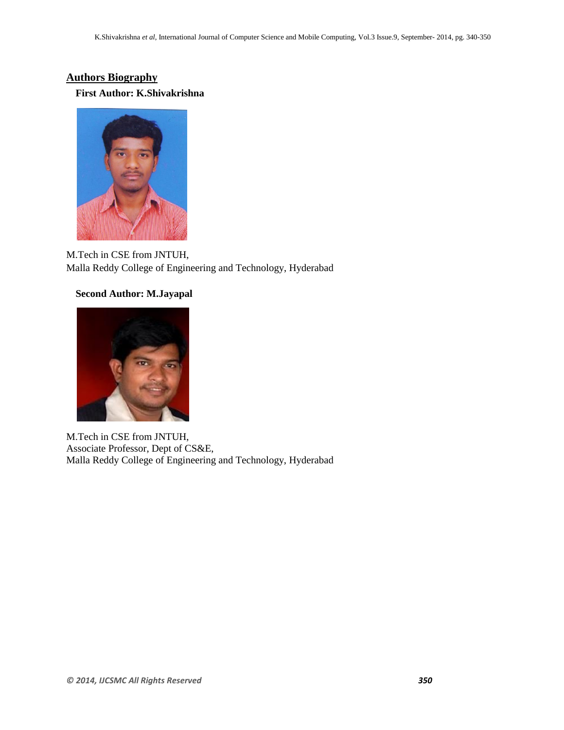## Authors Biography

**First Author: K.Shivakrishna**

M.Tech in CSE from JNTUH,
Malla Reddy College of Engineering and Technology, Hyderabad

**Second Author: M.Jayapal**

M.Tech in CSE from JNTUH,
Associate Professor, Dept of CS&E,
Malla Reddy College of Engineering and Technology, Hyderabad